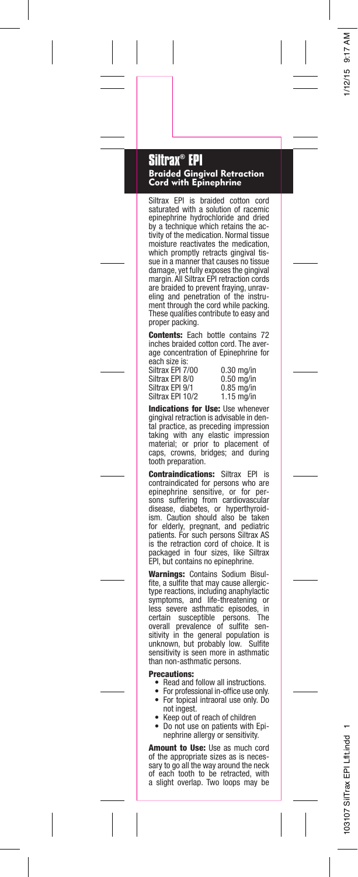# Siltrax® EPI

## Braided Gingival Retraction Cord with Epinephrine

Siltrax EPI is braided cotton cord saturated with a solution of racemic epinephrine hydrochloride and dried by a technique which retains the activity of the medication. Normal tissue moisture reactivates the medication, which promptly retracts gingival tissue in a manner that causes no tissue damage, yet fully exposes the gingival margin. All Siltrax EPI retraction cords are braided to prevent fraying, unraveling and penetration of the instrument through the cord while packing. These qualities contribute to easy and proper packing.

**Contents:** Each bottle contains 72 inches braided cotton cord. The average concentration of Epinephrine for each size is:

| | |
|---|---|
| Siltrax EPI 7/00 | 0.30 mg/in |
| Siltrax EPI 8/0 | 0.50 mg/in |
| Siltrax EPI 9/1 | 0.85 mg/in |
| Siltrax EPI 10/2 | 1.15 mg/in |

**Indications for Use:** Use whenever gingival retraction is advisable in dental practice, as preceding impression taking with any elastic impression material; or prior to placement of caps, crowns, bridges; and during tooth preparation.

**Contraindications:** Siltrax EPI is contraindicated for persons who are epinephrine sensitive, or for persons suffering from cardiovascular disease, diabetes, or hyperthyroidism. Caution should also be taken for elderly, pregnant, and pediatric patients. For such persons Siltrax AS is the retraction cord of choice. It is packaged in four sizes, like Siltrax EPI, but contains no epinephrine.

**Warnings:** Contains Sodium Bisulfite, a sulfite that may cause allergic-type reactions, including anaphylactic symptoms, and life-threatening or less severe asthmatic episodes, in certain susceptible persons. The overall prevalence of sulfite sensitivity in the general population is unknown, but probably low. Sulfite sensitivity is seen more in asthmatic than non-asthmatic persons.

**Precautions:**

- Read and follow all instructions.
- For professional in-office use only.
- For topical intraoral use only. Do not ingest.
- Keep out of reach of children
- Do not use on patients with Epinephrine allergy or sensitivity.

**Amount to Use:** Use as much cord of the appropriate sizes as is necessary to go all the way around the neck of each tooth to be retracted, with a slight overlap. Two loops may be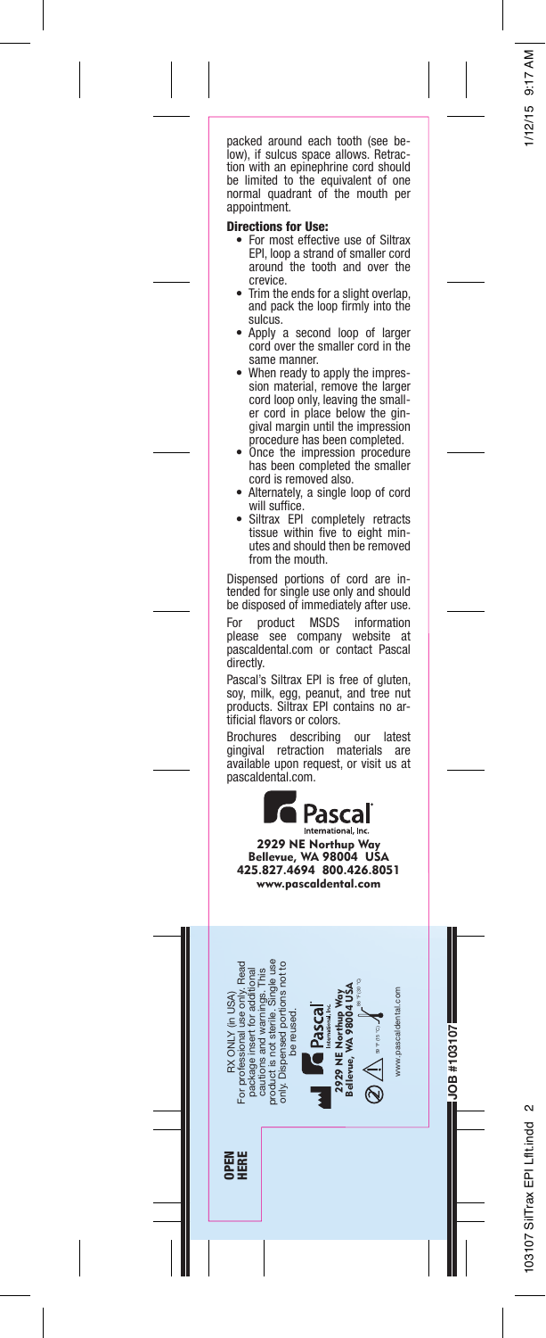packed around each tooth (see below), if sulcus space allows. Retraction with an epinephrine cord should be limited to the equivalent of one normal quadrant of the mouth per appointment.

**Directions for Use:**

- For most effective use of Siltrax EPI, loop a strand of smaller cord around the tooth and over the crevice.
- Trim the ends for a slight overlap, and pack the loop firmly into the sulcus.
- Apply a second loop of larger cord over the smaller cord in the same manner.
- When ready to apply the impression material, remove the larger cord loop only, leaving the smaller cord in place below the gingival margin until the impression procedure has been completed.
- Once the impression procedure has been completed the smaller cord is removed also.
- Alternately, a single loop of cord will suffice.
- Siltrax EPI completely retracts tissue within five to eight minutes and should then be removed from the mouth.

Dispensed portions of cord are intended for single use only and should be disposed of immediately after use.

For product MSDS information please see company website at pascaldental.com or contact Pascal directly.

Pascal's Siltrax EPI is free of gluten, soy, milk, egg, peanut, and tree nut products. Siltrax EPI contains no artificial flavors or colors.

Brochures describing our latest gingival retraction materials are available upon request, or visit us at pascaldental.com.

**Pascal International, Inc.**
**2929 NE Northup Way**
**Bellevue, WA 98004 USA**
**425.827.4694 800.426.8051**
**www.pascaldental.com**

**OPEN HERE**

RX ONLY (in USA)
For professional use only. Read package insert for additional cautions and warnings. This product is not sterile. Single use only. Dispensed portions not to be reused.

Pascal International, Inc.
2929 NE Northup Way
Bellevue, WA 98004 USA

www.pascaldental.com

JOB #103107